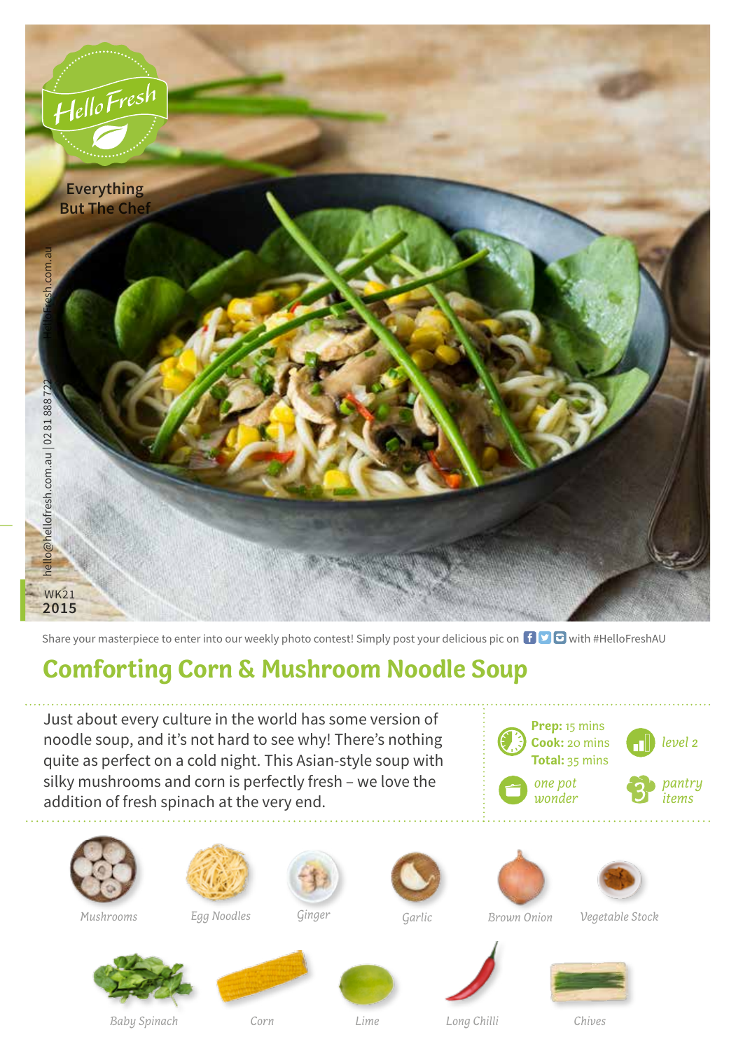HelloFresh

Everything But The Chef

hello@hellofresh.com.au | 02 81 888 722

HelloFresh.com.au

WK21 2015

Share your masterpiece to enter into our weekly photo contest! Simply post your delicious pic on with #HelloFreshAU

# Comforting Corn & Mushroom Noodle Soup

Just about every culture in the world has some version of noodle soup, and it's not hard to see why! There's nothing quite as perfect on a cold night. This Asian-style soup with silky mushrooms and corn is perfectly fresh – we love the addition of fresh spinach at the very end.

**Prep:** 15 mins
**Cook:** 20 mins
**Total:** 35 mins

*level 2*

*one pot wonder*

*3 pantry items*

*Mushrooms*

*Egg Noodles*

*Ginger*

*Garlic*

*Brown Onion*

*Vegetable Stock*

*Baby Spinach*

*Corn*

*Lime*

*Long Chilli*

*Chives*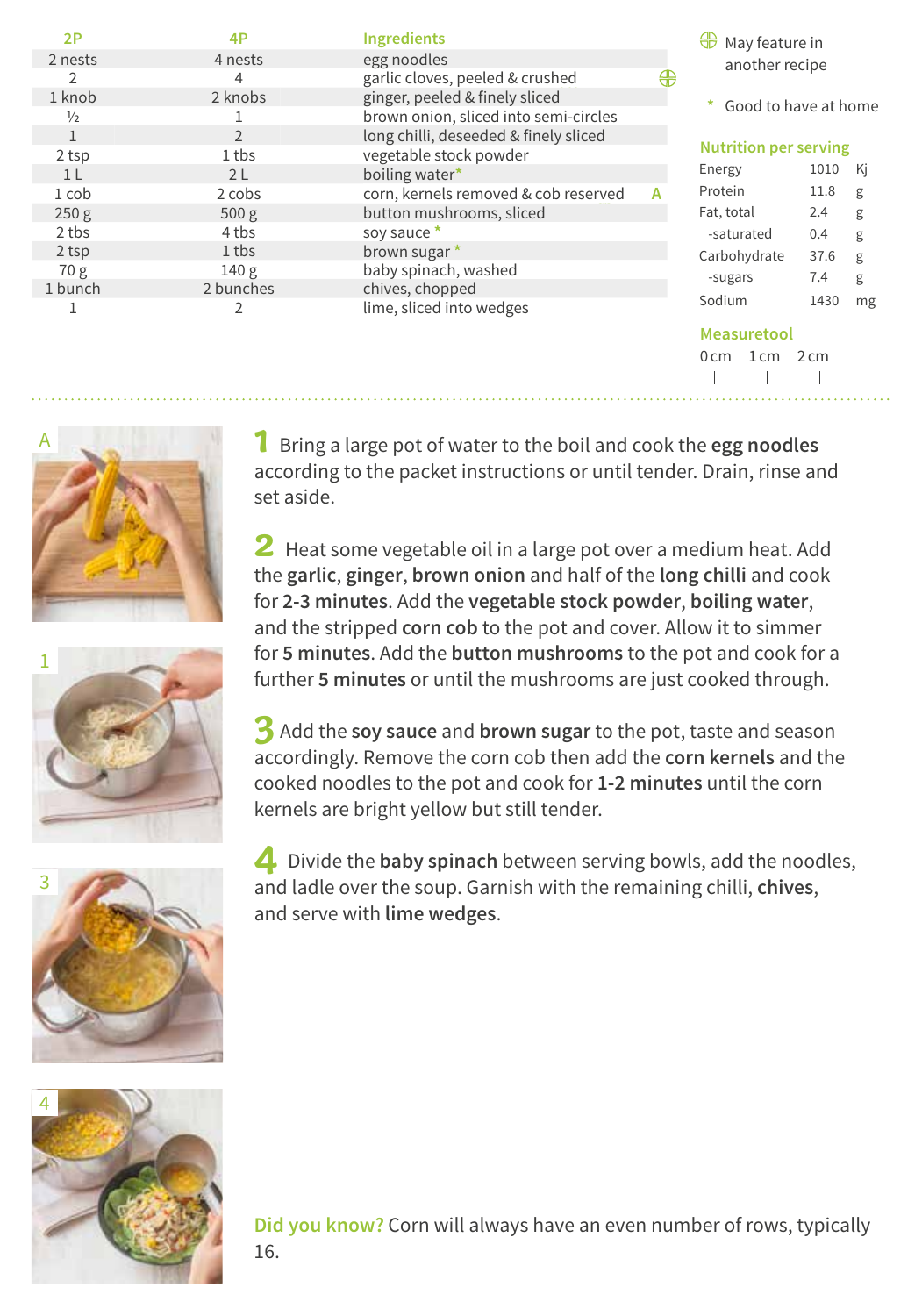| 2P | 4P | Ingredients | |
|---|---|---|---|
| 2 nests | 4 nests | egg noodles | |
| 2 | 4 | garlic cloves, peeled & crushed | ⊕ |
| 1 knob | 2 knobs | ginger, peeled & finely sliced | |
| ½ | 1 | brown onion, sliced into semi-circles | |
| 1 | 2 | long chilli, deseeded & finely sliced | |
| 2 tsp | 1 tbs | vegetable stock powder | |
| 1 L | 2 L | boiling water* | |
| 1 cob | 2 cobs | corn, kernels removed & cob reserved | A |
| 250 g | 500 g | button mushrooms, sliced | |
| 2 tbs | 4 tbs | soy sauce * | |
| 2 tsp | 1 tbs | brown sugar * | |
| 70 g | 140 g | baby spinach, washed | |
| 1 bunch | 2 bunches | chives, chopped | |
| 1 | 2 | lime, sliced into wedges | |

⊕ May feature in another recipe

\* Good to have at home

**Nutrition per serving**

| | | |
|---|---|---|
| Energy | 1010 | Kj |
| Protein | 11.8 | g |
| Fat, total | 2.4 | g |
| -saturated | 0.4 | g |
| Carbohydrate | 37.6 | g |
| -sugars | 7.4 | g |
| Sodium | 1430 | mg |

**Measuretool**

0 cm 1 cm 2 cm

A

**1** Bring a large pot of water to the boil and cook the **egg noodles** according to the packet instructions or until tender. Drain, rinse and set aside.

**2** Heat some vegetable oil in a large pot over a medium heat. Add the **garlic**, **ginger**, **brown onion** and half of the **long chilli** and cook for **2-3 minutes**. Add the **vegetable stock powder**, **boiling water**, and the stripped **corn cob** to the pot and cover. Allow it to simmer for **5 minutes**. Add the **button mushrooms** to the pot and cook for a further **5 minutes** or until the mushrooms are just cooked through.

**3** Add the **soy sauce** and **brown sugar** to the pot, taste and season accordingly. Remove the corn cob then add the **corn kernels** and the cooked noodles to the pot and cook for **1-2 minutes** until the corn kernels are bright yellow but still tender.

**4** Divide the **baby spinach** between serving bowls, add the noodles, and ladle over the soup. Garnish with the remaining chilli, **chives**, and serve with **lime wedges**.

**Did you know?** Corn will always have an even number of rows, typically 16.